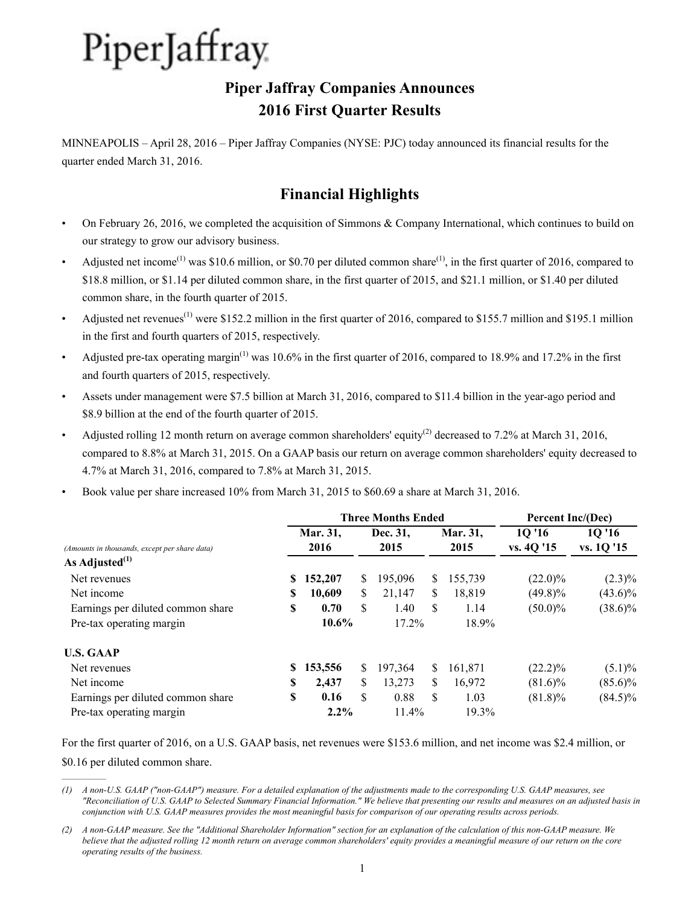PiperJaffray

# Piper Jaffray Companies Announces 2016 First Quarter Results

MINNEAPOLIS – April 28, 2016 – Piper Jaffray Companies (NYSE: PJC) today announced its financial results for the quarter ended March 31, 2016.

## Financial Highlights

- On February 26, 2016, we completed the acquisition of Simmons & Company International, which continues to build on our strategy to grow our advisory business.
- Adjusted net income[1] was $10.6 million, or $0.70 per diluted common share[1], in the first quarter of 2016, compared to $18.8 million, or $1.14 per diluted common share, in the first quarter of 2015, and $21.1 million, or $1.40 per diluted common share, in the fourth quarter of 2015.
- Adjusted net revenues[1] were $152.2 million in the first quarter of 2016, compared to $155.7 million and $195.1 million in the first and fourth quarters of 2015, respectively.
- Adjusted pre-tax operating margin[1] was 10.6% in the first quarter of 2016, compared to 18.9% and 17.2% in the first and fourth quarters of 2015, respectively.
- Assets under management were $7.5 billion at March 31, 2016, compared to $11.4 billion in the year-ago period and $8.9 billion at the end of the fourth quarter of 2015.
- Adjusted rolling 12 month return on average common shareholders' equity[2] decreased to 7.2% at March 31, 2016, compared to 8.8% at March 31, 2015. On a GAAP basis our return on average common shareholders' equity decreased to 4.7% at March 31, 2016, compared to 7.8% at March 31, 2015.
- Book value per share increased 10% from March 31, 2015 to $60.69 a share at March 31, 2016.

| | Three Months Ended | | | Percent Inc/(Dec) | |
|---|---|---|---|---|---|
| *(Amounts in thousands, except per share data)* | Mar. 31, 2016 | Dec. 31, 2015 | Mar. 31, 2015 | 1Q '16 vs. 4Q '15 | 1Q '16 vs. 1Q '15 |
| **As Adjusted[1]** | | | | | |
| Net revenues | **$ 152,207** | $ 195,096 | $ 155,739 | (22.0)% | (2.3)% |
| Net income | **$ 10,609** | $ 21,147 | $ 18,819 | (49.8)% | (43.6)% |
| Earnings per diluted common share | **$ 0.70** | $ 1.40 | $ 1.14 | (50.0)% | (38.6)% |
| Pre-tax operating margin | **10.6%** | 17.2% | 18.9% | | |
| **U.S. GAAP** | | | | | |
| Net revenues | **$ 153,556** | $ 197,364 | $ 161,871 | (22.2)% | (5.1)% |
| Net income | **$ 2,437** | $ 13,273 | $ 16,972 | (81.6)% | (85.6)% |
| Earnings per diluted common share | **$ 0.16** | $ 0.88 | $ 1.03 | (81.8)% | (84.5)% |
| Pre-tax operating margin | **2.2%** | 11.4% | 19.3% | | |

For the first quarter of 2016, on a U.S. GAAP basis, net revenues were $153.6 million, and net income was $2.4 million, or $0.16 per diluted common share.

*(1) A non-U.S. GAAP ("non-GAAP") measure. For a detailed explanation of the adjustments made to the corresponding U.S. GAAP measures, see "Reconciliation of U.S. GAAP to Selected Summary Financial Information." We believe that presenting our results and measures on an adjusted basis in conjunction with U.S. GAAP measures provides the most meaningful basis for comparison of our operating results across periods.*

*(2) A non-GAAP measure. See the "Additional Shareholder Information" section for an explanation of the calculation of this non-GAAP measure. We believe that the adjusted rolling 12 month return on average common shareholders' equity provides a meaningful measure of our return on the core operating results of the business.*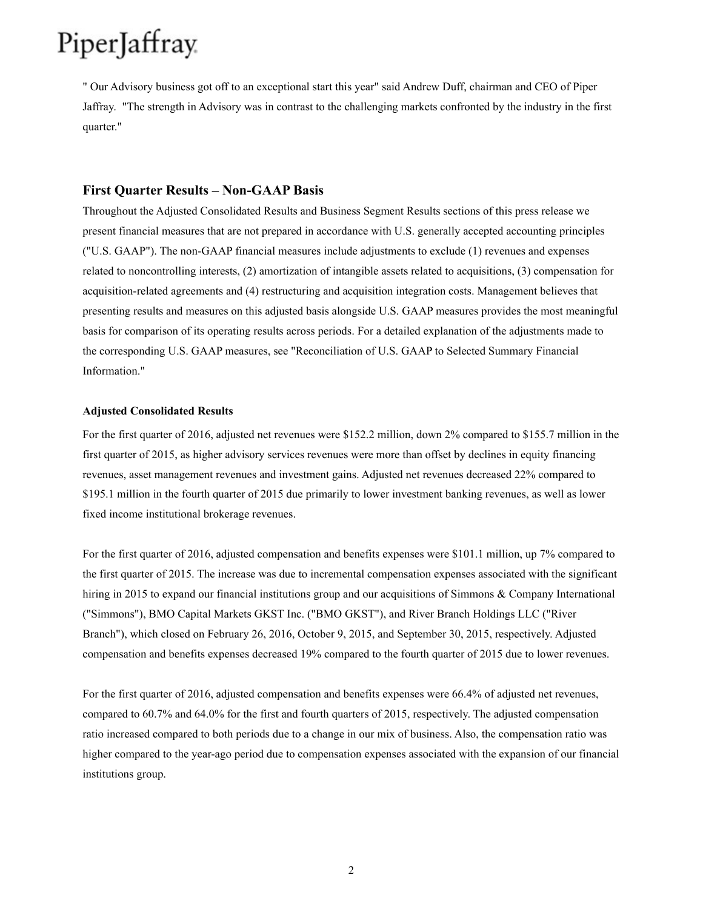" Our Advisory business got off to an exceptional start this year" said Andrew Duff, chairman and CEO of Piper Jaffray. "The strength in Advisory was in contrast to the challenging markets confronted by the industry in the first quarter."

## First Quarter Results – Non-GAAP Basis

Throughout the Adjusted Consolidated Results and Business Segment Results sections of this press release we present financial measures that are not prepared in accordance with U.S. generally accepted accounting principles ("U.S. GAAP"). The non-GAAP financial measures include adjustments to exclude (1) revenues and expenses related to noncontrolling interests, (2) amortization of intangible assets related to acquisitions, (3) compensation for acquisition-related agreements and (4) restructuring and acquisition integration costs. Management believes that presenting results and measures on this adjusted basis alongside U.S. GAAP measures provides the most meaningful basis for comparison of its operating results across periods. For a detailed explanation of the adjustments made to the corresponding U.S. GAAP measures, see "Reconciliation of U.S. GAAP to Selected Summary Financial Information."

### Adjusted Consolidated Results

For the first quarter of 2016, adjusted net revenues were $152.2 million, down 2% compared to $155.7 million in the first quarter of 2015, as higher advisory services revenues were more than offset by declines in equity financing revenues, asset management revenues and investment gains. Adjusted net revenues decreased 22% compared to $195.1 million in the fourth quarter of 2015 due primarily to lower investment banking revenues, as well as lower fixed income institutional brokerage revenues.

For the first quarter of 2016, adjusted compensation and benefits expenses were $101.1 million, up 7% compared to the first quarter of 2015. The increase was due to incremental compensation expenses associated with the significant hiring in 2015 to expand our financial institutions group and our acquisitions of Simmons & Company International ("Simmons"), BMO Capital Markets GKST Inc. ("BMO GKST"), and River Branch Holdings LLC ("River Branch"), which closed on February 26, 2016, October 9, 2015, and September 30, 2015, respectively. Adjusted compensation and benefits expenses decreased 19% compared to the fourth quarter of 2015 due to lower revenues.

For the first quarter of 2016, adjusted compensation and benefits expenses were 66.4% of adjusted net revenues, compared to 60.7% and 64.0% for the first and fourth quarters of 2015, respectively. The adjusted compensation ratio increased compared to both periods due to a change in our mix of business. Also, the compensation ratio was higher compared to the year-ago period due to compensation expenses associated with the expansion of our financial institutions group.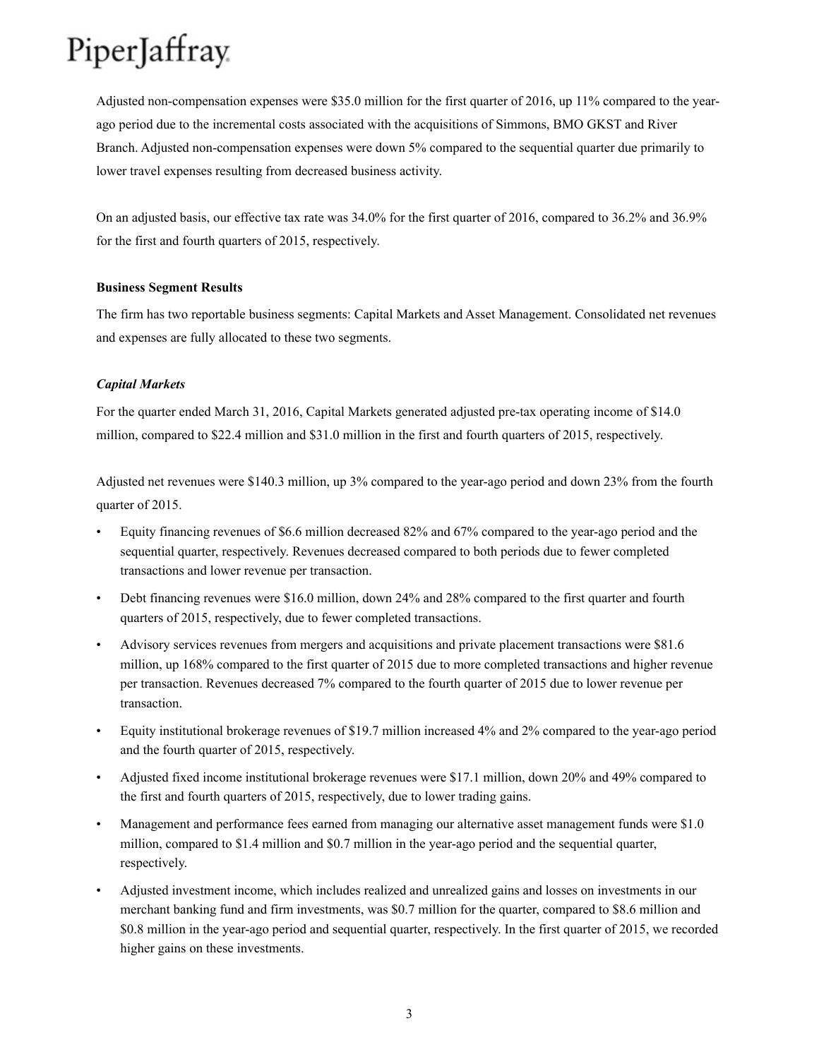Adjusted non-compensation expenses were $35.0 million for the first quarter of 2016, up 11% compared to the year-ago period due to the incremental costs associated with the acquisitions of Simmons, BMO GKST and River Branch. Adjusted non-compensation expenses were down 5% compared to the sequential quarter due primarily to lower travel expenses resulting from decreased business activity.

On an adjusted basis, our effective tax rate was 34.0% for the first quarter of 2016, compared to 36.2% and 36.9% for the first and fourth quarters of 2015, respectively.

**Business Segment Results**

The firm has two reportable business segments: Capital Markets and Asset Management. Consolidated net revenues and expenses are fully allocated to these two segments.

***Capital Markets***

For the quarter ended March 31, 2016, Capital Markets generated adjusted pre-tax operating income of $14.0 million, compared to $22.4 million and $31.0 million in the first and fourth quarters of 2015, respectively.

Adjusted net revenues were $140.3 million, up 3% compared to the year-ago period and down 23% from the fourth quarter of 2015.

- Equity financing revenues of $6.6 million decreased 82% and 67% compared to the year-ago period and the sequential quarter, respectively. Revenues decreased compared to both periods due to fewer completed transactions and lower revenue per transaction.
- Debt financing revenues were $16.0 million, down 24% and 28% compared to the first quarter and fourth quarters of 2015, respectively, due to fewer completed transactions.
- Advisory services revenues from mergers and acquisitions and private placement transactions were $81.6 million, up 168% compared to the first quarter of 2015 due to more completed transactions and higher revenue per transaction. Revenues decreased 7% compared to the fourth quarter of 2015 due to lower revenue per transaction.
- Equity institutional brokerage revenues of $19.7 million increased 4% and 2% compared to the year-ago period and the fourth quarter of 2015, respectively.
- Adjusted fixed income institutional brokerage revenues were $17.1 million, down 20% and 49% compared to the first and fourth quarters of 2015, respectively, due to lower trading gains.
- Management and performance fees earned from managing our alternative asset management funds were $1.0 million, compared to $1.4 million and $0.7 million in the year-ago period and the sequential quarter, respectively.
- Adjusted investment income, which includes realized and unrealized gains and losses on investments in our merchant banking fund and firm investments, was $0.7 million for the quarter, compared to $8.6 million and $0.8 million in the year-ago period and sequential quarter, respectively. In the first quarter of 2015, we recorded higher gains on these investments.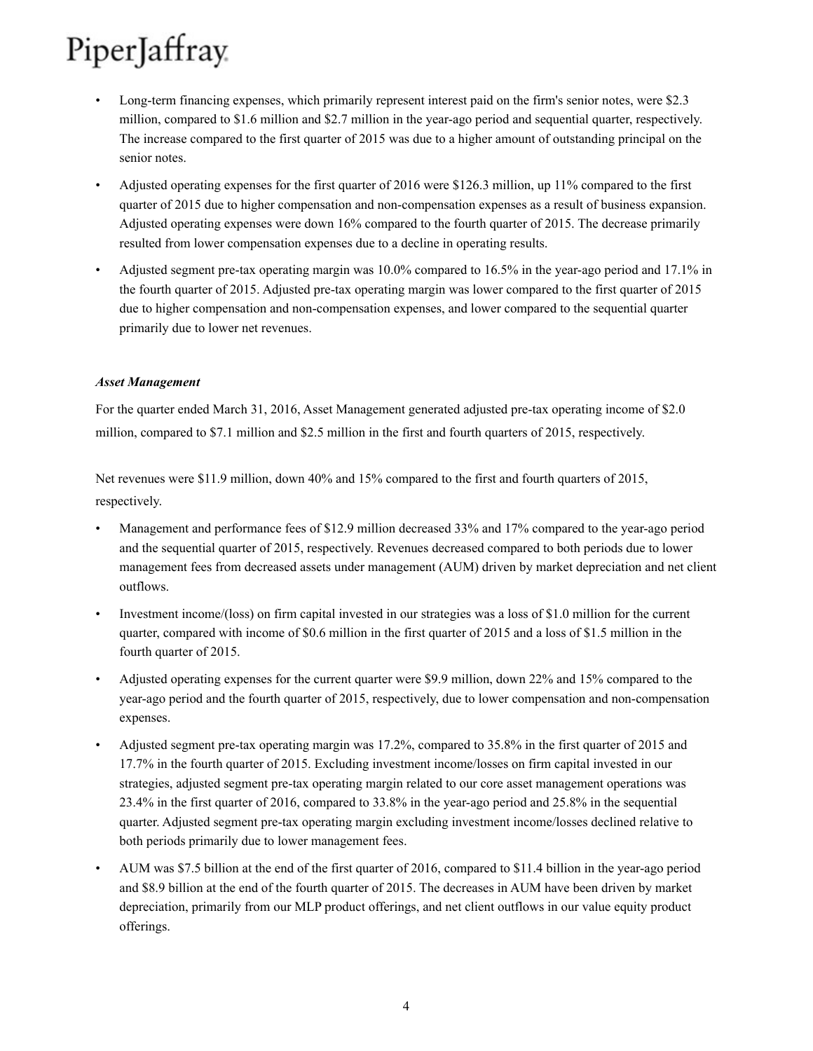- Long-term financing expenses, which primarily represent interest paid on the firm's senior notes, were $2.3 million, compared to $1.6 million and $2.7 million in the year-ago period and sequential quarter, respectively. The increase compared to the first quarter of 2015 was due to a higher amount of outstanding principal on the senior notes.
- Adjusted operating expenses for the first quarter of 2016 were $126.3 million, up 11% compared to the first quarter of 2015 due to higher compensation and non-compensation expenses as a result of business expansion. Adjusted operating expenses were down 16% compared to the fourth quarter of 2015. The decrease primarily resulted from lower compensation expenses due to a decline in operating results.
- Adjusted segment pre-tax operating margin was 10.0% compared to 16.5% in the year-ago period and 17.1% in the fourth quarter of 2015. Adjusted pre-tax operating margin was lower compared to the first quarter of 2015 due to higher compensation and non-compensation expenses, and lower compared to the sequential quarter primarily due to lower net revenues.

***Asset Management***

For the quarter ended March 31, 2016, Asset Management generated adjusted pre-tax operating income of $2.0 million, compared to $7.1 million and $2.5 million in the first and fourth quarters of 2015, respectively.

Net revenues were $11.9 million, down 40% and 15% compared to the first and fourth quarters of 2015, respectively.

- Management and performance fees of $12.9 million decreased 33% and 17% compared to the year-ago period and the sequential quarter of 2015, respectively. Revenues decreased compared to both periods due to lower management fees from decreased assets under management (AUM) driven by market depreciation and net client outflows.
- Investment income/(loss) on firm capital invested in our strategies was a loss of $1.0 million for the current quarter, compared with income of $0.6 million in the first quarter of 2015 and a loss of $1.5 million in the fourth quarter of 2015.
- Adjusted operating expenses for the current quarter were $9.9 million, down 22% and 15% compared to the year-ago period and the fourth quarter of 2015, respectively, due to lower compensation and non-compensation expenses.
- Adjusted segment pre-tax operating margin was 17.2%, compared to 35.8% in the first quarter of 2015 and 17.7% in the fourth quarter of 2015. Excluding investment income/losses on firm capital invested in our strategies, adjusted segment pre-tax operating margin related to our core asset management operations was 23.4% in the first quarter of 2016, compared to 33.8% in the year-ago period and 25.8% in the sequential quarter. Adjusted segment pre-tax operating margin excluding investment income/losses declined relative to both periods primarily due to lower management fees.
- AUM was $7.5 billion at the end of the first quarter of 2016, compared to $11.4 billion in the year-ago period and $8.9 billion at the end of the fourth quarter of 2015. The decreases in AUM have been driven by market depreciation, primarily from our MLP product offerings, and net client outflows in our value equity product offerings.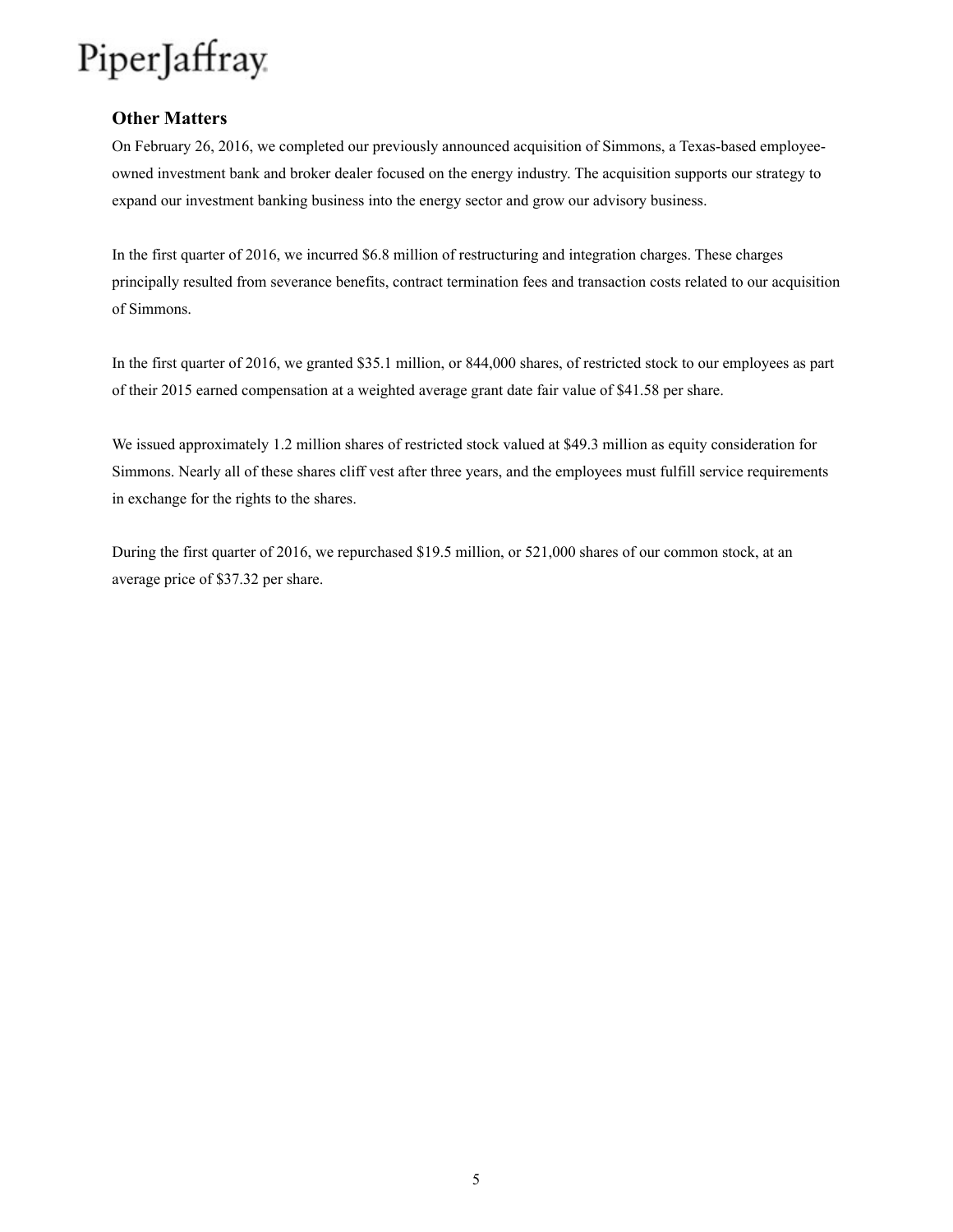## Other Matters

On February 26, 2016, we completed our previously announced acquisition of Simmons, a Texas-based employee-owned investment bank and broker dealer focused on the energy industry. The acquisition supports our strategy to expand our investment banking business into the energy sector and grow our advisory business.

In the first quarter of 2016, we incurred $6.8 million of restructuring and integration charges. These charges principally resulted from severance benefits, contract termination fees and transaction costs related to our acquisition of Simmons.

In the first quarter of 2016, we granted $35.1 million, or 844,000 shares, of restricted stock to our employees as part of their 2015 earned compensation at a weighted average grant date fair value of $41.58 per share.

We issued approximately 1.2 million shares of restricted stock valued at $49.3 million as equity consideration for Simmons. Nearly all of these shares cliff vest after three years, and the employees must fulfill service requirements in exchange for the rights to the shares.

During the first quarter of 2016, we repurchased $19.5 million, or 521,000 shares of our common stock, at an average price of $37.32 per share.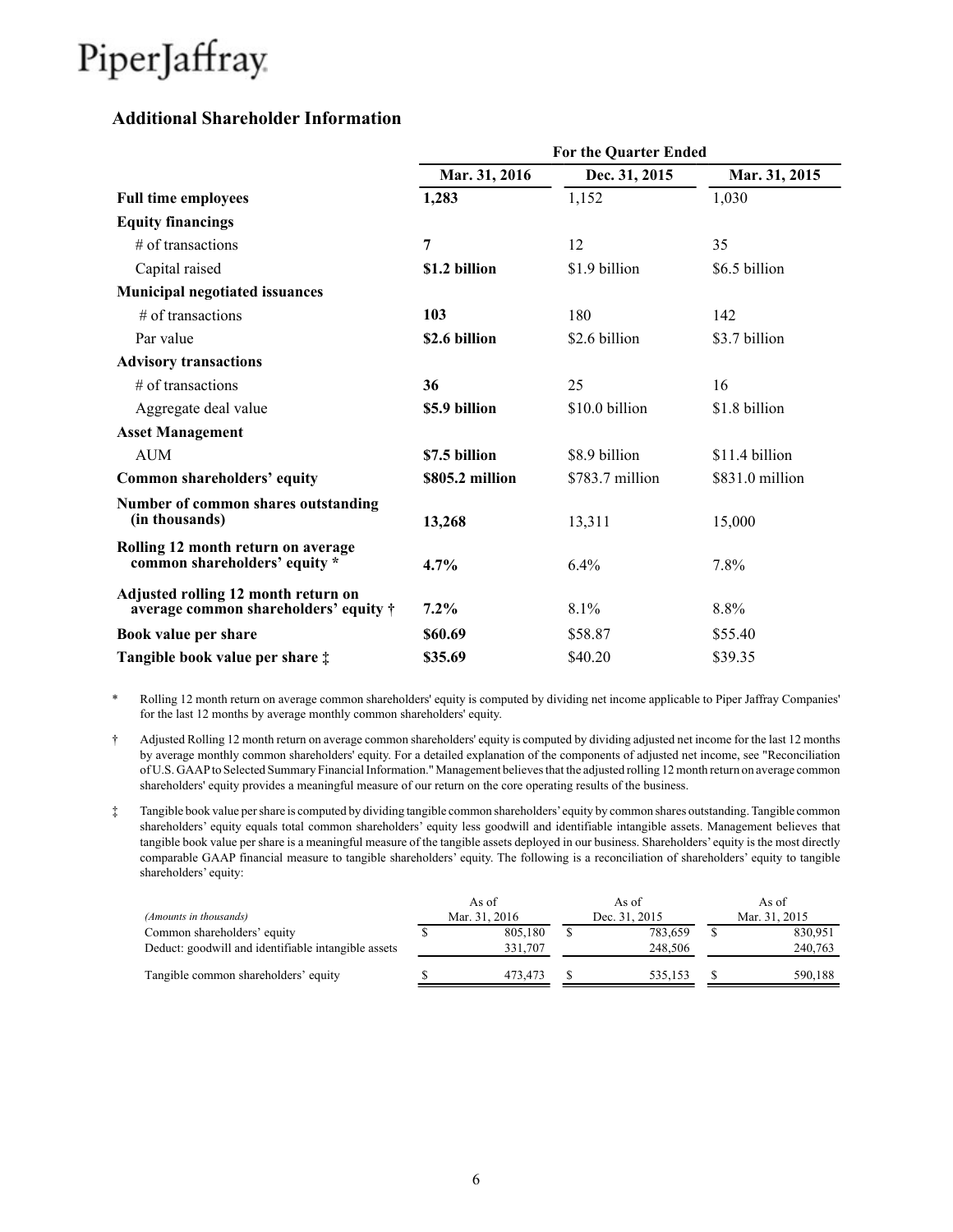PiperJaffray

## Additional Shareholder Information

| | For the Quarter Ended | | |
|---|---|---|---|
| | **Mar. 31, 2016** | **Dec. 31, 2015** | **Mar. 31, 2015** |
| **Full time employees** | **1,283** | 1,152 | 1,030 |
| **Equity financings** | | | |
| # of transactions | **7** | 12 | 35 |
| Capital raised | **$1.2 billion** | $1.9 billion | $6.5 billion |
| **Municipal negotiated issuances** | | | |
| # of transactions | **103** | 180 | 142 |
| Par value | **$2.6 billion** | $2.6 billion | $3.7 billion |
| **Advisory transactions** | | | |
| # of transactions | **36** | 25 | 16 |
| Aggregate deal value | **$5.9 billion** | $10.0 billion | $1.8 billion |
| **Asset Management** | | | |
| AUM | **$7.5 billion** | $8.9 billion | $11.4 billion |
| **Common shareholders' equity** | **$805.2 million** | $783.7 million | $831.0 million |
| **Number of common shares outstanding (in thousands)** | **13,268** | 13,311 | 15,000 |
| **Rolling 12 month return on average common shareholders' equity *** | **4.7%** | 6.4% | 7.8% |
| **Adjusted rolling 12 month return on average common shareholders' equity †** | **7.2%** | 8.1% | 8.8% |
| **Book value per share** | **$60.69** | $58.87 | $55.40 |
| **Tangible book value per share ‡** | **$35.69** | $40.20 | $39.35 |

\* Rolling 12 month return on average common shareholders' equity is computed by dividing net income applicable to Piper Jaffray Companies' for the last 12 months by average monthly common shareholders' equity.

† Adjusted Rolling 12 month return on average common shareholders' equity is computed by dividing adjusted net income for the last 12 months by average monthly common shareholders' equity. For a detailed explanation of the components of adjusted net income, see "Reconciliation of U.S. GAAP to Selected Summary Financial Information." Management believes that the adjusted rolling 12 month return on average common shareholders' equity provides a meaningful measure of our return on the core operating results of the business.

‡ Tangible book value per share is computed by dividing tangible common shareholders' equity by common shares outstanding. Tangible common shareholders' equity equals total common shareholders' equity less goodwill and identifiable intangible assets. Management believes that tangible book value per share is a meaningful measure of the tangible assets deployed in our business. Shareholders' equity is the most directly comparable GAAP financial measure to tangible shareholders' equity. The following is a reconciliation of shareholders' equity to tangible shareholders' equity:

| *(Amounts in thousands)* | As of Mar. 31, 2016 | As of Dec. 31, 2015 | As of Mar. 31, 2015 |
|---|---|---|---|
| Common shareholders' equity | $ 805,180 | $ 783,659 | $ 830,951 |
| Deduct: goodwill and identifiable intangible assets | 331,707 | 248,506 | 240,763 |
| Tangible common shareholders' equity | $ 473,473 | $ 535,153 | $ 590,188 |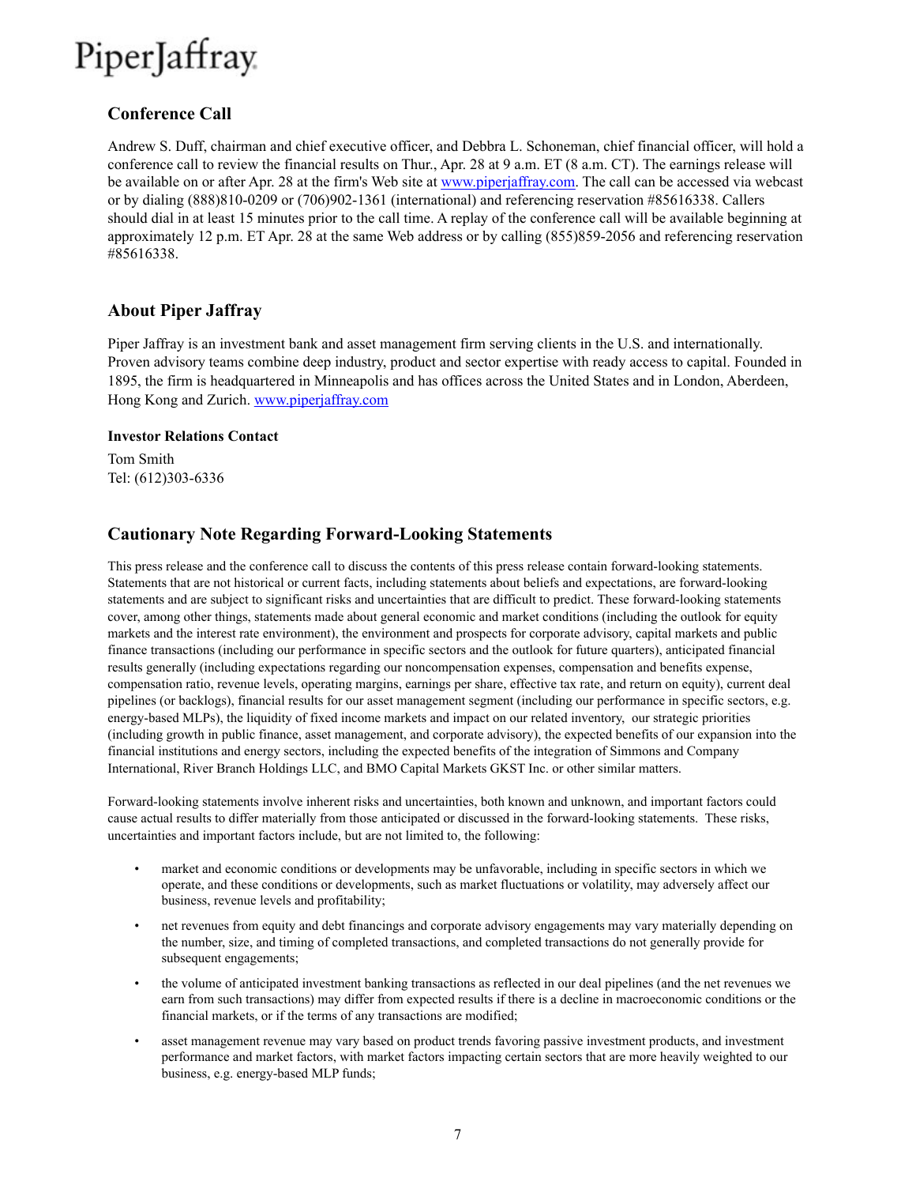## Conference Call

Andrew S. Duff, chairman and chief executive officer, and Debbra L. Schoneman, chief financial officer, will hold a conference call to review the financial results on Thur., Apr. 28 at 9 a.m. ET (8 a.m. CT). The earnings release will be available on or after Apr. 28 at the firm's Web site at www.piperjaffray.com. The call can be accessed via webcast or by dialing (888)810-0209 or (706)902-1361 (international) and referencing reservation #85616338. Callers should dial in at least 15 minutes prior to the call time. A replay of the conference call will be available beginning at approximately 12 p.m. ET Apr. 28 at the same Web address or by calling (855)859-2056 and referencing reservation #85616338.

## About Piper Jaffray

Piper Jaffray is an investment bank and asset management firm serving clients in the U.S. and internationally. Proven advisory teams combine deep industry, product and sector expertise with ready access to capital. Founded in 1895, the firm is headquartered in Minneapolis and has offices across the United States and in London, Aberdeen, Hong Kong and Zurich. www.piperjaffray.com

**Investor Relations Contact**

Tom Smith
Tel: (612)303-6336

## Cautionary Note Regarding Forward-Looking Statements

This press release and the conference call to discuss the contents of this press release contain forward-looking statements. Statements that are not historical or current facts, including statements about beliefs and expectations, are forward-looking statements and are subject to significant risks and uncertainties that are difficult to predict. These forward-looking statements cover, among other things, statements made about general economic and market conditions (including the outlook for equity markets and the interest rate environment), the environment and prospects for corporate advisory, capital markets and public finance transactions (including our performance in specific sectors and the outlook for future quarters), anticipated financial results generally (including expectations regarding our noncompensation expenses, compensation and benefits expense, compensation ratio, revenue levels, operating margins, earnings per share, effective tax rate, and return on equity), current deal pipelines (or backlogs), financial results for our asset management segment (including our performance in specific sectors, e.g. energy-based MLPs), the liquidity of fixed income markets and impact on our related inventory, our strategic priorities (including growth in public finance, asset management, and corporate advisory), the expected benefits of our expansion into the financial institutions and energy sectors, including the expected benefits of the integration of Simmons and Company International, River Branch Holdings LLC, and BMO Capital Markets GKST Inc. or other similar matters.

Forward-looking statements involve inherent risks and uncertainties, both known and unknown, and important factors could cause actual results to differ materially from those anticipated or discussed in the forward-looking statements. These risks, uncertainties and important factors include, but are not limited to, the following:

- market and economic conditions or developments may be unfavorable, including in specific sectors in which we operate, and these conditions or developments, such as market fluctuations or volatility, may adversely affect our business, revenue levels and profitability;
- net revenues from equity and debt financings and corporate advisory engagements may vary materially depending on the number, size, and timing of completed transactions, and completed transactions do not generally provide for subsequent engagements;
- the volume of anticipated investment banking transactions as reflected in our deal pipelines (and the net revenues we earn from such transactions) may differ from expected results if there is a decline in macroeconomic conditions or the financial markets, or if the terms of any transactions are modified;
- asset management revenue may vary based on product trends favoring passive investment products, and investment performance and market factors, with market factors impacting certain sectors that are more heavily weighted to our business, e.g. energy-based MLP funds;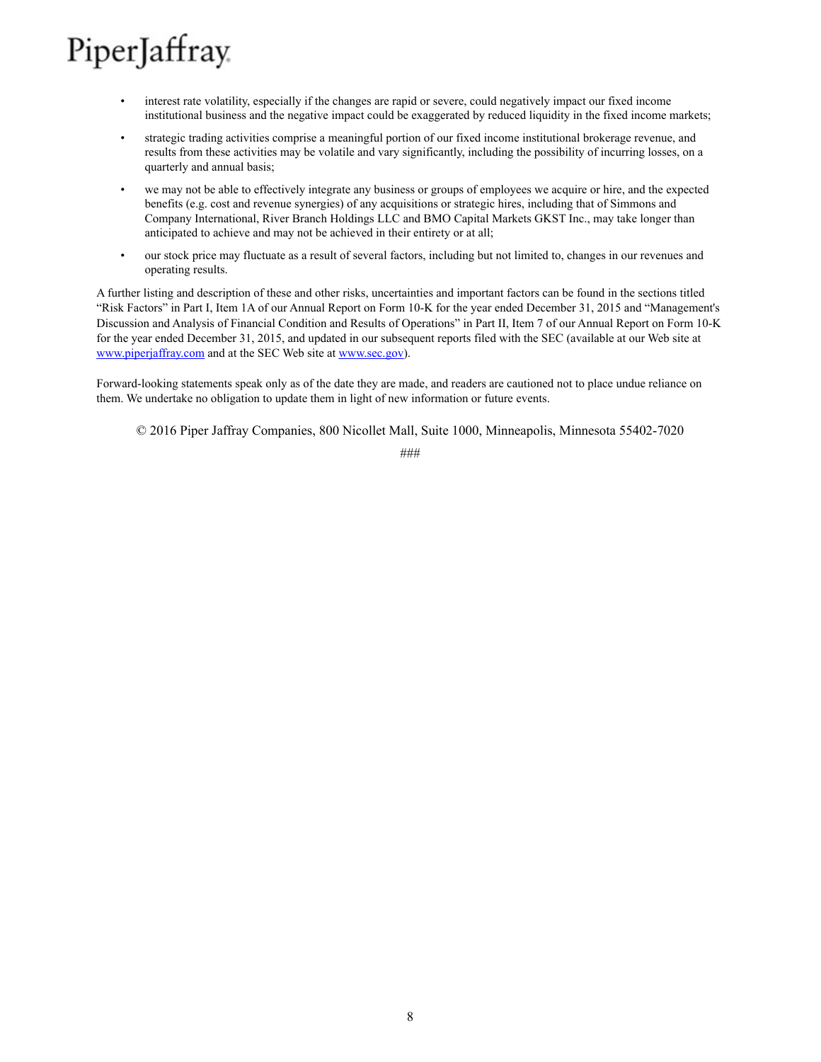- interest rate volatility, especially if the changes are rapid or severe, could negatively impact our fixed income institutional business and the negative impact could be exaggerated by reduced liquidity in the fixed income markets;
- strategic trading activities comprise a meaningful portion of our fixed income institutional brokerage revenue, and results from these activities may be volatile and vary significantly, including the possibility of incurring losses, on a quarterly and annual basis;
- we may not be able to effectively integrate any business or groups of employees we acquire or hire, and the expected benefits (e.g. cost and revenue synergies) of any acquisitions or strategic hires, including that of Simmons and Company International, River Branch Holdings LLC and BMO Capital Markets GKST Inc., may take longer than anticipated to achieve and may not be achieved in their entirety or at all;
- our stock price may fluctuate as a result of several factors, including but not limited to, changes in our revenues and operating results.

A further listing and description of these and other risks, uncertainties and important factors can be found in the sections titled "Risk Factors" in Part I, Item 1A of our Annual Report on Form 10-K for the year ended December 31, 2015 and "Management's Discussion and Analysis of Financial Condition and Results of Operations" in Part II, Item 7 of our Annual Report on Form 10-K for the year ended December 31, 2015, and updated in our subsequent reports filed with the SEC (available at our Web site at www.piperjaffray.com and at the SEC Web site at www.sec.gov).

Forward-looking statements speak only as of the date they are made, and readers are cautioned not to place undue reliance on them. We undertake no obligation to update them in light of new information or future events.

© 2016 Piper Jaffray Companies, 800 Nicollet Mall, Suite 1000, Minneapolis, Minnesota 55402-7020

###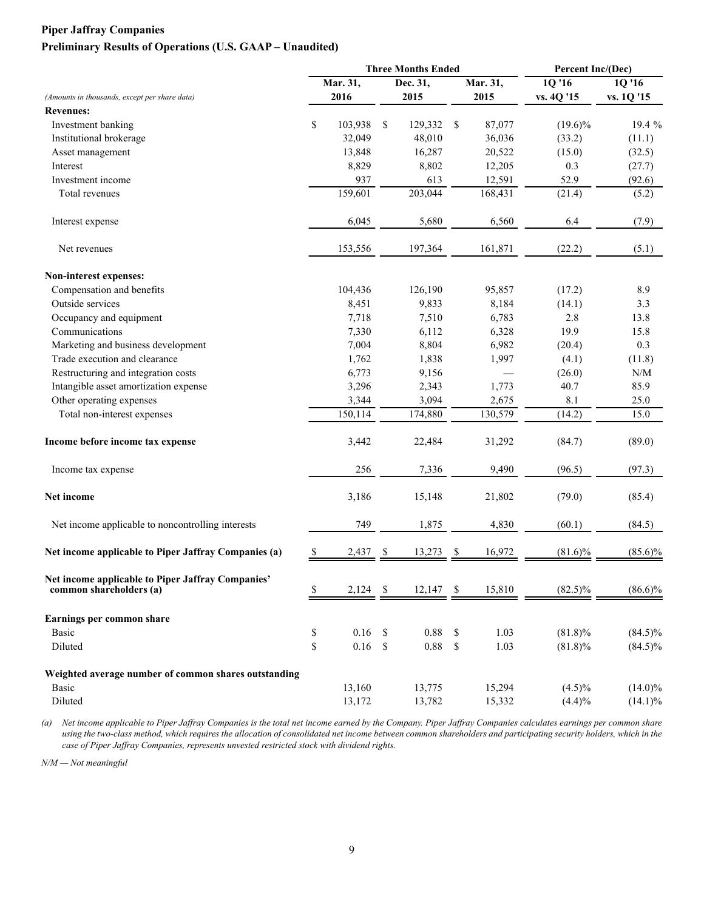**Piper Jaffray Companies**

**Preliminary Results of Operations (U.S. GAAP – Unaudited)**

| *(Amounts in thousands, except per share data)* | Three Months Ended | | | Percent Inc/(Dec) | |
|---|---|---|---|---|---|
| | Mar. 31, 2016 | Dec. 31, 2015 | Mar. 31, 2015 | 1Q '16 vs. 4Q '15 | 1Q '16 vs. 1Q '15 |
| **Revenues:** | | | | | |
| Investment banking | $ 103,938 | $ 129,332 | $ 87,077 | (19.6)% | 19.4 % |
| Institutional brokerage | 32,049 | 48,010 | 36,036 | (33.2) | (11.1) |
| Asset management | 13,848 | 16,287 | 20,522 | (15.0) | (32.5) |
| Interest | 8,829 | 8,802 | 12,205 | 0.3 | (27.7) |
| Investment income | 937 | 613 | 12,591 | 52.9 | (92.6) |
| Total revenues | 159,601 | 203,044 | 168,431 | (21.4) | (5.2) |
| Interest expense | 6,045 | 5,680 | 6,560 | 6.4 | (7.9) |
| Net revenues | 153,556 | 197,364 | 161,871 | (22.2) | (5.1) |
| **Non-interest expenses:** | | | | | |
| Compensation and benefits | 104,436 | 126,190 | 95,857 | (17.2) | 8.9 |
| Outside services | 8,451 | 9,833 | 8,184 | (14.1) | 3.3 |
| Occupancy and equipment | 7,718 | 7,510 | 6,783 | 2.8 | 13.8 |
| Communications | 7,330 | 6,112 | 6,328 | 19.9 | 15.8 |
| Marketing and business development | 7,004 | 8,804 | 6,982 | (20.4) | 0.3 |
| Trade execution and clearance | 1,762 | 1,838 | 1,997 | (4.1) | (11.8) |
| Restructuring and integration costs | 6,773 | 9,156 | — | (26.0) | N/M |
| Intangible asset amortization expense | 3,296 | 2,343 | 1,773 | 40.7 | 85.9 |
| Other operating expenses | 3,344 | 3,094 | 2,675 | 8.1 | 25.0 |
| Total non-interest expenses | 150,114 | 174,880 | 130,579 | (14.2) | 15.0 |
| **Income before income tax expense** | 3,442 | 22,484 | 31,292 | (84.7) | (89.0) |
| Income tax expense | 256 | 7,336 | 9,490 | (96.5) | (97.3) |
| **Net income** | 3,186 | 15,148 | 21,802 | (79.0) | (85.4) |
| Net income applicable to noncontrolling interests | 749 | 1,875 | 4,830 | (60.1) | (84.5) |
| **Net income applicable to Piper Jaffray Companies (a)** | $ 2,437 | $ 13,273 | $ 16,972 | (81.6)% | (85.6)% |
| **Net income applicable to Piper Jaffray Companies' common shareholders (a)** | $ 2,124 | $ 12,147 | $ 15,810 | (82.5)% | (86.6)% |
| **Earnings per common share** | | | | | |
| Basic | $ 0.16 | $ 0.88 | $ 1.03 | (81.8)% | (84.5)% |
| Diluted | $ 0.16 | $ 0.88 | $ 1.03 | (81.8)% | (84.5)% |
| **Weighted average number of common shares outstanding** | | | | | |
| Basic | 13,160 | 13,775 | 15,294 | (4.5)% | (14.0)% |
| Diluted | 13,172 | 13,782 | 15,332 | (4.4)% | (14.1)% |

*(a) Net income applicable to Piper Jaffray Companies is the total net income earned by the Company. Piper Jaffray Companies calculates earnings per common share using the two-class method, which requires the allocation of consolidated net income between common shareholders and participating security holders, which in the case of Piper Jaffray Companies, represents unvested restricted stock with dividend rights.*

*N/M — Not meaningful*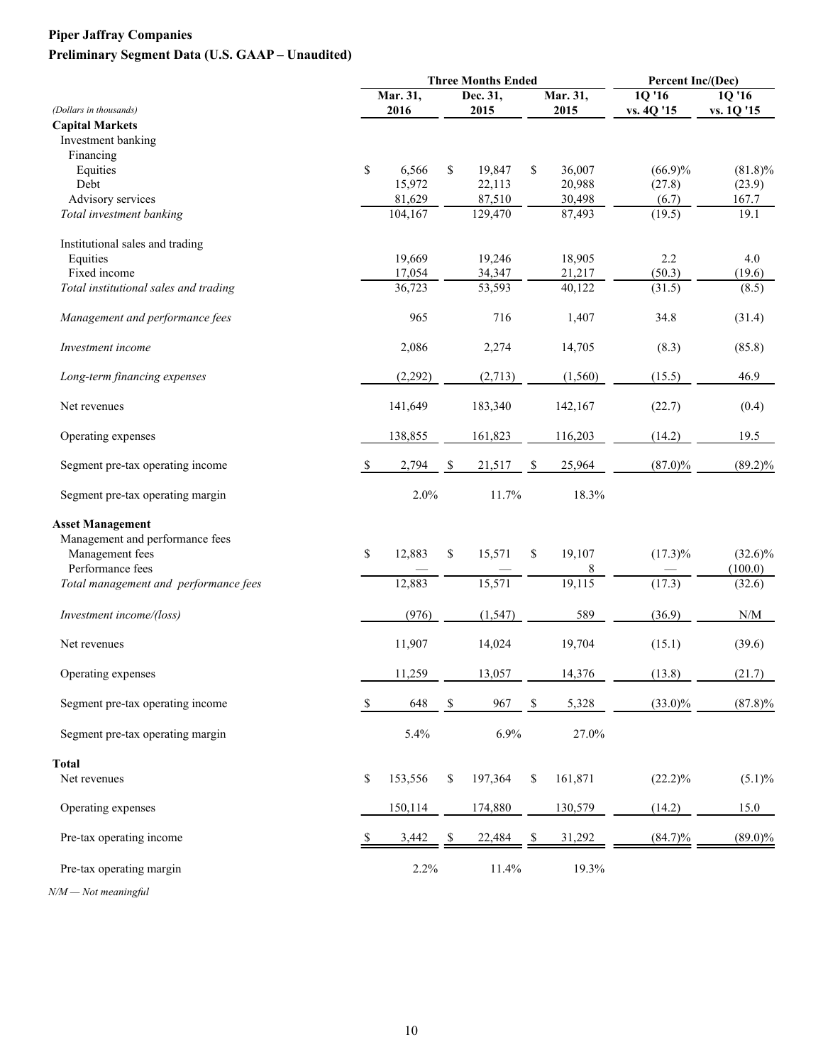**Piper Jaffray Companies**

**Preliminary Segment Data (U.S. GAAP – Unaudited)**

| | Three Months Ended | | | Percent Inc/(Dec) | |
|---|---|---|---|---|---|
| *(Dollars in thousands)* | Mar. 31, 2016 | Dec. 31, 2015 | Mar. 31, 2015 | 1Q '16 vs. 4Q '15 | 1Q '16 vs. 1Q '15 |
| **Capital Markets** | | | | | |
| Investment banking | | | | | |
| Financing | | | | | |
| Equities | $ 6,566 | $ 19,847 | $ 36,007 | (66.9)% | (81.8)% |
| Debt | 15,972 | 22,113 | 20,988 | (27.8) | (23.9) |
| Advisory services | 81,629 | 87,510 | 30,498 | (6.7) | 167.7 |
| *Total investment banking* | 104,167 | 129,470 | 87,493 | (19.5) | 19.1 |
| | | | | | |
| Institutional sales and trading | | | | | |
| Equities | 19,669 | 19,246 | 18,905 | 2.2 | 4.0 |
| Fixed income | 17,054 | 34,347 | 21,217 | (50.3) | (19.6) |
| *Total institutional sales and trading* | 36,723 | 53,593 | 40,122 | (31.5) | (8.5) |
| | | | | | |
| *Management and performance fees* | 965 | 716 | 1,407 | 34.8 | (31.4) |
| | | | | | |
| *Investment income* | 2,086 | 2,274 | 14,705 | (8.3) | (85.8) |
| | | | | | |
| *Long-term financing expenses* | (2,292) | (2,713) | (1,560) | (15.5) | 46.9 |
| | | | | | |
| Net revenues | 141,649 | 183,340 | 142,167 | (22.7) | (0.4) |
| | | | | | |
| Operating expenses | 138,855 | 161,823 | 116,203 | (14.2) | 19.5 |
| | | | | | |
| Segment pre-tax operating income | $ 2,794 | $ 21,517 | $ 25,964 | (87.0)% | (89.2)% |
| | | | | | |
| Segment pre-tax operating margin | 2.0% | 11.7% | 18.3% | | |
| | | | | | |
| **Asset Management** | | | | | |
| Management and performance fees | | | | | |
| Management fees | $ 12,883 | $ 15,571 | $ 19,107 | (17.3)% | (32.6)% |
| Performance fees | — | — | 8 | — | (100.0) |
| *Total management and performance fees* | 12,883 | 15,571 | 19,115 | (17.3) | (32.6) |
| | | | | | |
| *Investment income/(loss)* | (976) | (1,547) | 589 | (36.9) | N/M |
| | | | | | |
| Net revenues | 11,907 | 14,024 | 19,704 | (15.1) | (39.6) |
| | | | | | |
| Operating expenses | 11,259 | 13,057 | 14,376 | (13.8) | (21.7) |
| | | | | | |
| Segment pre-tax operating income | $ 648 | $ 967 | $ 5,328 | (33.0)% | (87.8)% |
| | | | | | |
| Segment pre-tax operating margin | 5.4% | 6.9% | 27.0% | | |
| | | | | | |
| **Total** | | | | | |
| Net revenues | $ 153,556 | $ 197,364 | $ 161,871 | (22.2)% | (5.1)% |
| | | | | | |
| Operating expenses | 150,114 | 174,880 | 130,579 | (14.2) | 15.0 |
| | | | | | |
| Pre-tax operating income | $ 3,442 | $ 22,484 | $ 31,292 | (84.7)% | (89.0)% |
| | | | | | |
| Pre-tax operating margin | 2.2% | 11.4% | 19.3% | | |

*N/M — Not meaningful*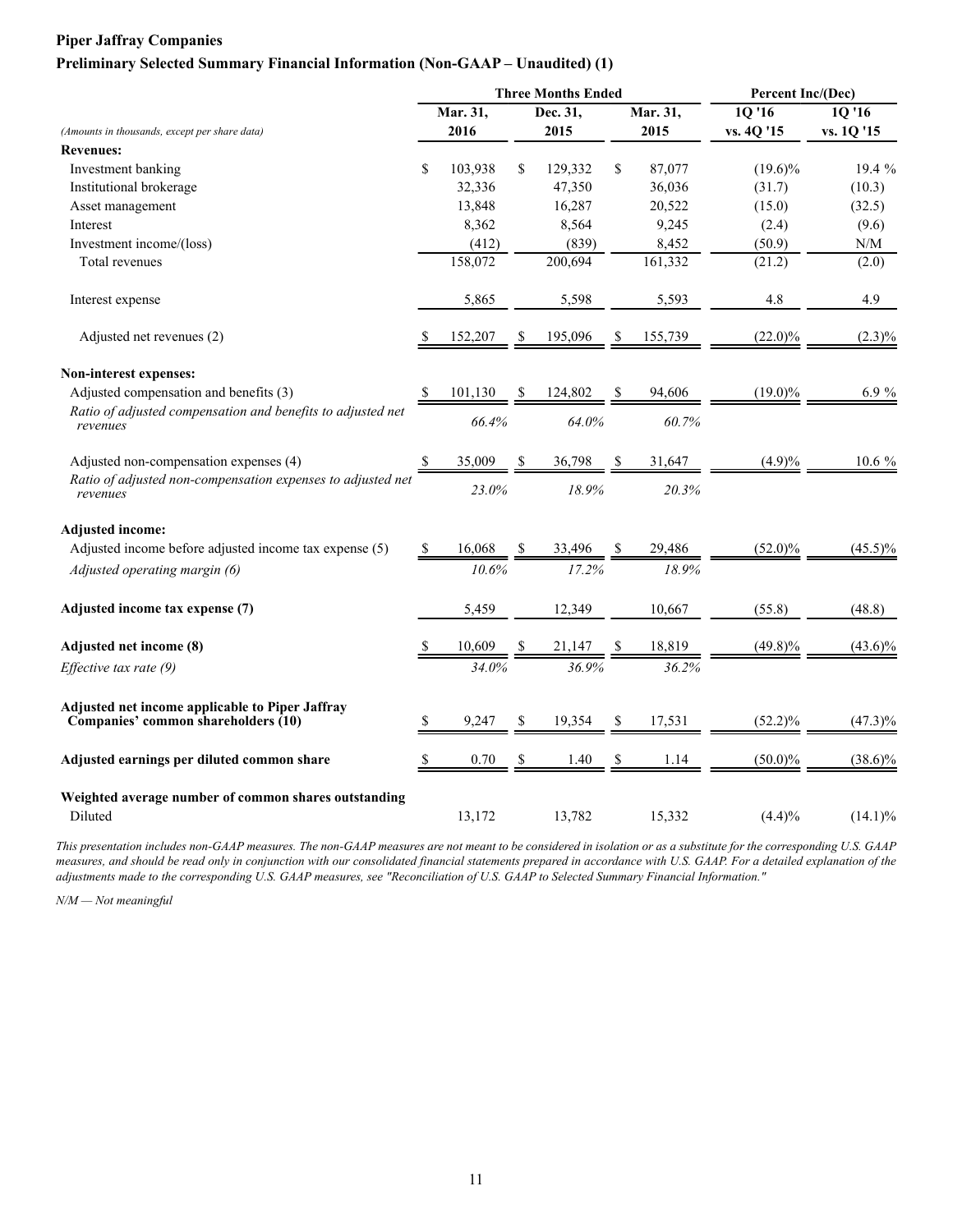**Piper Jaffray Companies**

**Preliminary Selected Summary Financial Information (Non-GAAP – Unaudited) (1)**

| *(Amounts in thousands, except per share data)* | Three Months Ended Mar. 31, 2016 | Three Months Ended Dec. 31, 2015 | Three Months Ended Mar. 31, 2015 | Percent Inc/(Dec) 1Q '16 vs. 4Q '15 | Percent Inc/(Dec) 1Q '16 vs. 1Q '15 |
|---|---|---|---|---|---|
| **Revenues:** | | | | | |
| Investment banking | $ 103,938 | $ 129,332 | $ 87,077 | (19.6)% | 19.4 % |
| Institutional brokerage | 32,336 | 47,350 | 36,036 | (31.7) | (10.3) |
| Asset management | 13,848 | 16,287 | 20,522 | (15.0) | (32.5) |
| Interest | 8,362 | 8,564 | 9,245 | (2.4) | (9.6) |
| Investment income/(loss) | (412) | (839) | 8,452 | (50.9) | N/M |
| Total revenues | 158,072 | 200,694 | 161,332 | (21.2) | (2.0) |
| Interest expense | 5,865 | 5,598 | 5,593 | 4.8 | 4.9 |
| Adjusted net revenues (2) | $ 152,207 | $ 195,096 | $ 155,739 | (22.0)% | (2.3)% |
| **Non-interest expenses:** | | | | | |
| Adjusted compensation and benefits (3) | $ 101,130 | $ 124,802 | $ 94,606 | (19.0)% | 6.9 % |
| *Ratio of adjusted compensation and benefits to adjusted net revenues* | *66.4%* | *64.0%* | *60.7%* | | |
| Adjusted non-compensation expenses (4) | $ 35,009 | $ 36,798 | $ 31,647 | (4.9)% | 10.6 % |
| *Ratio of adjusted non-compensation expenses to adjusted net revenues* | *23.0%* | *18.9%* | *20.3%* | | |
| **Adjusted income:** | | | | | |
| Adjusted income before adjusted income tax expense (5) | $ 16,068 | $ 33,496 | $ 29,486 | (52.0)% | (45.5)% |
| *Adjusted operating margin (6)* | *10.6%* | *17.2%* | *18.9%* | | |
| **Adjusted income tax expense (7)** | 5,459 | 12,349 | 10,667 | (55.8) | (48.8) |
| **Adjusted net income (8)** | $ 10,609 | $ 21,147 | $ 18,819 | (49.8)% | (43.6)% |
| *Effective tax rate (9)* | *34.0%* | *36.9%* | *36.2%* | | |
| **Adjusted net income applicable to Piper Jaffray Companies' common shareholders (10)** | $ 9,247 | $ 19,354 | $ 17,531 | (52.2)% | (47.3)% |
| **Adjusted earnings per diluted common share** | $ 0.70 | $ 1.40 | $ 1.14 | (50.0)% | (38.6)% |
| **Weighted average number of common shares outstanding** | | | | | |
| Diluted | 13,172 | 13,782 | 15,332 | (4.4)% | (14.1)% |

*This presentation includes non-GAAP measures. The non-GAAP measures are not meant to be considered in isolation or as a substitute for the corresponding U.S. GAAP measures, and should be read only in conjunction with our consolidated financial statements prepared in accordance with U.S. GAAP. For a detailed explanation of the adjustments made to the corresponding U.S. GAAP measures, see "Reconciliation of U.S. GAAP to Selected Summary Financial Information."*

*N/M — Not meaningful*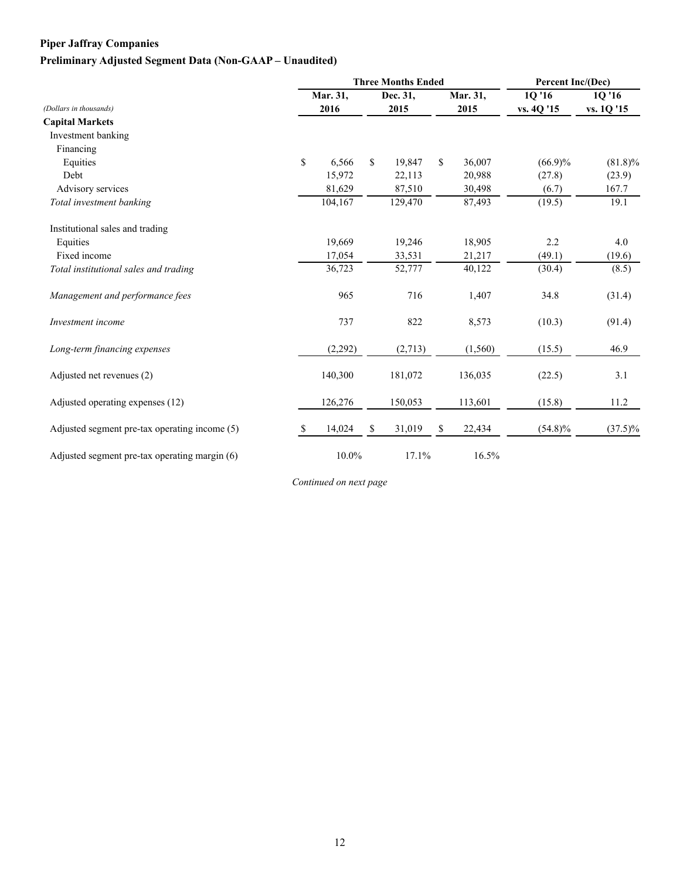**Piper Jaffray Companies**

**Preliminary Adjusted Segment Data (Non-GAAP – Unaudited)**

| | Three Months Ended | | | Percent Inc/(Dec) | |
|---|---|---|---|---|---|
| *(Dollars in thousands)* | **Mar. 31, 2016** | **Dec. 31, 2015** | **Mar. 31, 2015** | **1Q '16 vs. 4Q '15** | **1Q '16 vs. 1Q '15** |
| **Capital Markets** | | | | | |
| Investment banking | | | | | |
| Financing | | | | | |
| Equities | $ 6,566 | $ 19,847 | $ 36,007 | (66.9)% | (81.8)% |
| Debt | 15,972 | 22,113 | 20,988 | (27.8) | (23.9) |
| Advisory services | 81,629 | 87,510 | 30,498 | (6.7) | 167.7 |
| *Total investment banking* | 104,167 | 129,470 | 87,493 | (19.5) | 19.1 |
| Institutional sales and trading | | | | | |
| Equities | 19,669 | 19,246 | 18,905 | 2.2 | 4.0 |
| Fixed income | 17,054 | 33,531 | 21,217 | (49.1) | (19.6) |
| *Total institutional sales and trading* | 36,723 | 52,777 | 40,122 | (30.4) | (8.5) |
| *Management and performance fees* | 965 | 716 | 1,407 | 34.8 | (31.4) |
| *Investment income* | 737 | 822 | 8,573 | (10.3) | (91.4) |
| *Long-term financing expenses* | (2,292) | (2,713) | (1,560) | (15.5) | 46.9 |
| Adjusted net revenues (2) | 140,300 | 181,072 | 136,035 | (22.5) | 3.1 |
| Adjusted operating expenses (12) | 126,276 | 150,053 | 113,601 | (15.8) | 11.2 |
| Adjusted segment pre-tax operating income (5) | $ 14,024 | $ 31,019 | $ 22,434 | (54.8)% | (37.5)% |
| Adjusted segment pre-tax operating margin (6) | 10.0% | 17.1% | 16.5% | | |

*Continued on next page*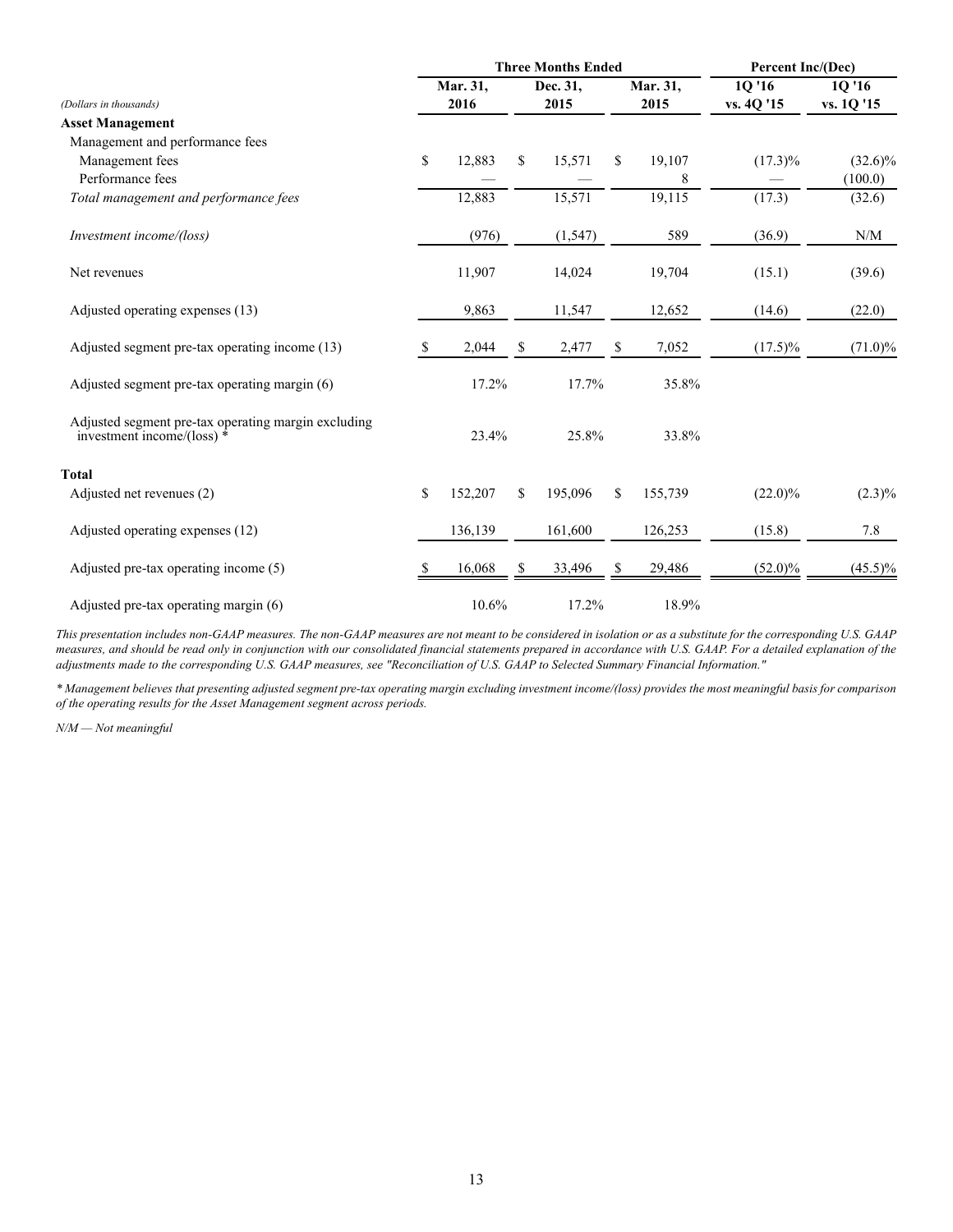| (Dollars in thousands) | Three Months Ended Mar. 31, 2016 | Dec. 31, 2015 | Mar. 31, 2015 | Percent Inc/(Dec) 1Q '16 vs. 4Q '15 | 1Q '16 vs. 1Q '15 |
|---|---|---|---|---|---|
| **Asset Management** | | | | | |
| Management and performance fees | | | | | |
| Management fees | $ 12,883 | $ 15,571 | $ 19,107 | (17.3)% | (32.6)% |
| Performance fees | — | — | 8 | — | (100.0) |
| *Total management and performance fees* | 12,883 | 15,571 | 19,115 | (17.3) | (32.6) |
| *Investment income/(loss)* | (976) | (1,547) | 589 | (36.9) | N/M |
| Net revenues | 11,907 | 14,024 | 19,704 | (15.1) | (39.6) |
| Adjusted operating expenses (13) | 9,863 | 11,547 | 12,652 | (14.6) | (22.0) |
| Adjusted segment pre-tax operating income (13) | $ 2,044 | $ 2,477 | $ 7,052 | (17.5)% | (71.0)% |
| Adjusted segment pre-tax operating margin (6) | 17.2% | 17.7% | 35.8% | | |
| Adjusted segment pre-tax operating margin excluding investment income/(loss) * | 23.4% | 25.8% | 33.8% | | |
| **Total** | | | | | |
| Adjusted net revenues (2) | $ 152,207 | $ 195,096 | $ 155,739 | (22.0)% | (2.3)% |
| Adjusted operating expenses (12) | 136,139 | 161,600 | 126,253 | (15.8) | 7.8 |
| Adjusted pre-tax operating income (5) | $ 16,068 | $ 33,496 | $ 29,486 | (52.0)% | (45.5)% |
| Adjusted pre-tax operating margin (6) | 10.6% | 17.2% | 18.9% | | |

*This presentation includes non-GAAP measures. The non-GAAP measures are not meant to be considered in isolation or as a substitute for the corresponding U.S. GAAP measures, and should be read only in conjunction with our consolidated financial statements prepared in accordance with U.S. GAAP. For a detailed explanation of the adjustments made to the corresponding U.S. GAAP measures, see "Reconciliation of U.S. GAAP to Selected Summary Financial Information."*

*\* Management believes that presenting adjusted segment pre-tax operating margin excluding investment income/(loss) provides the most meaningful basis for comparison of the operating results for the Asset Management segment across periods.*

*N/M — Not meaningful*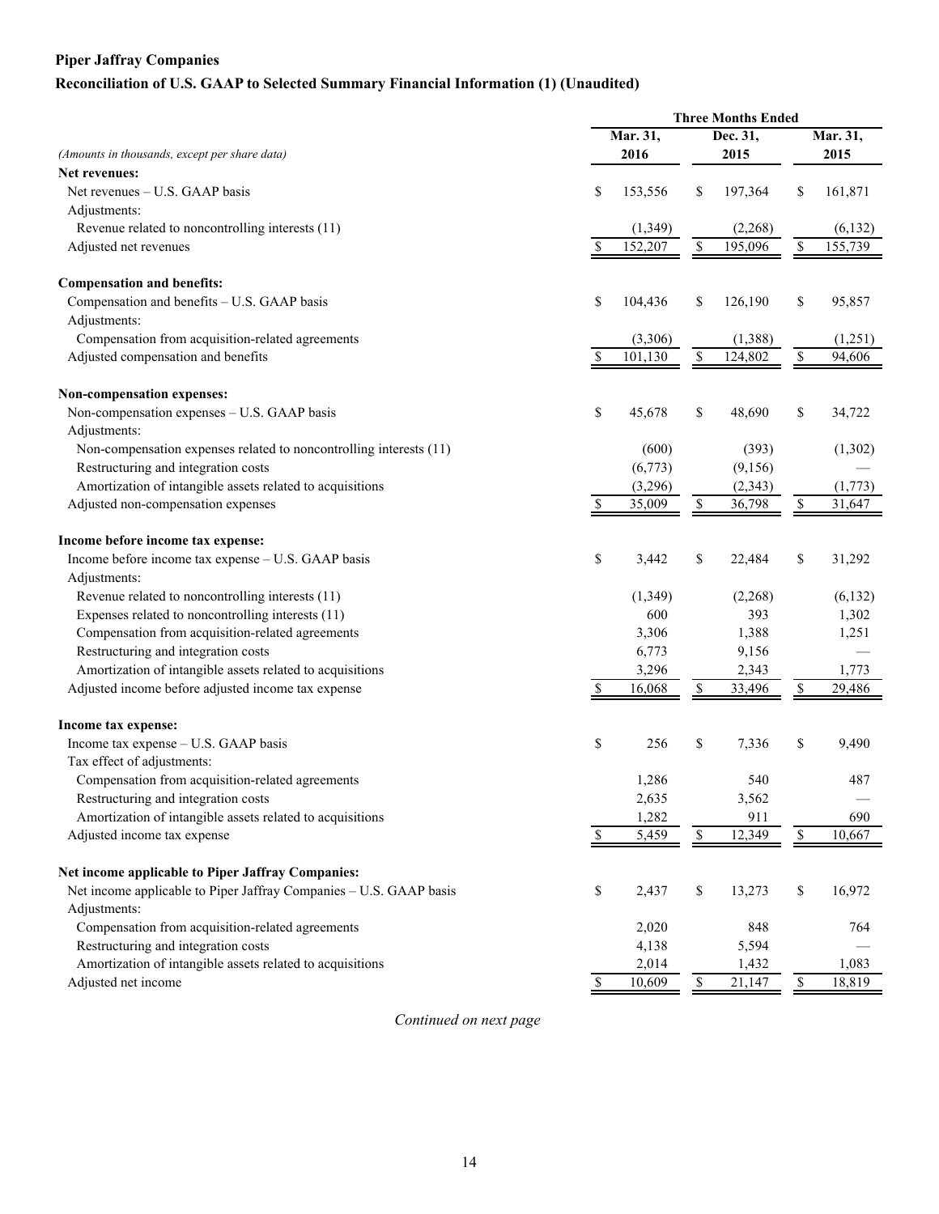**Piper Jaffray Companies**

**Reconciliation of U.S. GAAP to Selected Summary Financial Information (1) (Unaudited)**

| *(Amounts in thousands, except per share data)* | Three Months Ended Mar. 31, 2016 | Dec. 31, 2015 | Mar. 31, 2015 |
|---|---|---|---|
| **Net revenues:** | | | |
| Net revenues – U.S. GAAP basis | $ 153,556 | $ 197,364 | $ 161,871 |
| Adjustments: | | | |
| Revenue related to noncontrolling interests (11) | (1,349) | (2,268) | (6,132) |
| Adjusted net revenues | $ 152,207 | $ 195,096 | $ 155,739 |
| **Compensation and benefits:** | | | |
| Compensation and benefits – U.S. GAAP basis | $ 104,436 | $ 126,190 | $ 95,857 |
| Adjustments: | | | |
| Compensation from acquisition-related agreements | (3,306) | (1,388) | (1,251) |
| Adjusted compensation and benefits | $ 101,130 | $ 124,802 | $ 94,606 |
| **Non-compensation expenses:** | | | |
| Non-compensation expenses – U.S. GAAP basis | $ 45,678 | $ 48,690 | $ 34,722 |
| Adjustments: | | | |
| Non-compensation expenses related to noncontrolling interests (11) | (600) | (393) | (1,302) |
| Restructuring and integration costs | (6,773) | (9,156) | — |
| Amortization of intangible assets related to acquisitions | (3,296) | (2,343) | (1,773) |
| Adjusted non-compensation expenses | $ 35,009 | $ 36,798 | $ 31,647 |
| **Income before income tax expense:** | | | |
| Income before income tax expense – U.S. GAAP basis | $ 3,442 | $ 22,484 | $ 31,292 |
| Adjustments: | | | |
| Revenue related to noncontrolling interests (11) | (1,349) | (2,268) | (6,132) |
| Expenses related to noncontrolling interests (11) | 600 | 393 | 1,302 |
| Compensation from acquisition-related agreements | 3,306 | 1,388 | 1,251 |
| Restructuring and integration costs | 6,773 | 9,156 | — |
| Amortization of intangible assets related to acquisitions | 3,296 | 2,343 | 1,773 |
| Adjusted income before adjusted income tax expense | $ 16,068 | $ 33,496 | $ 29,486 |
| **Income tax expense:** | | | |
| Income tax expense – U.S. GAAP basis | $ 256 | $ 7,336 | $ 9,490 |
| Tax effect of adjustments: | | | |
| Compensation from acquisition-related agreements | 1,286 | 540 | 487 |
| Restructuring and integration costs | 2,635 | 3,562 | — |
| Amortization of intangible assets related to acquisitions | 1,282 | 911 | 690 |
| Adjusted income tax expense | $ 5,459 | $ 12,349 | $ 10,667 |
| **Net income applicable to Piper Jaffray Companies:** | | | |
| Net income applicable to Piper Jaffray Companies – U.S. GAAP basis | $ 2,437 | $ 13,273 | $ 16,972 |
| Adjustments: | | | |
| Compensation from acquisition-related agreements | 2,020 | 848 | 764 |
| Restructuring and integration costs | 4,138 | 5,594 | — |
| Amortization of intangible assets related to acquisitions | 2,014 | 1,432 | 1,083 |
| Adjusted net income | $ 10,609 | $ 21,147 | $ 18,819 |

*Continued on next page*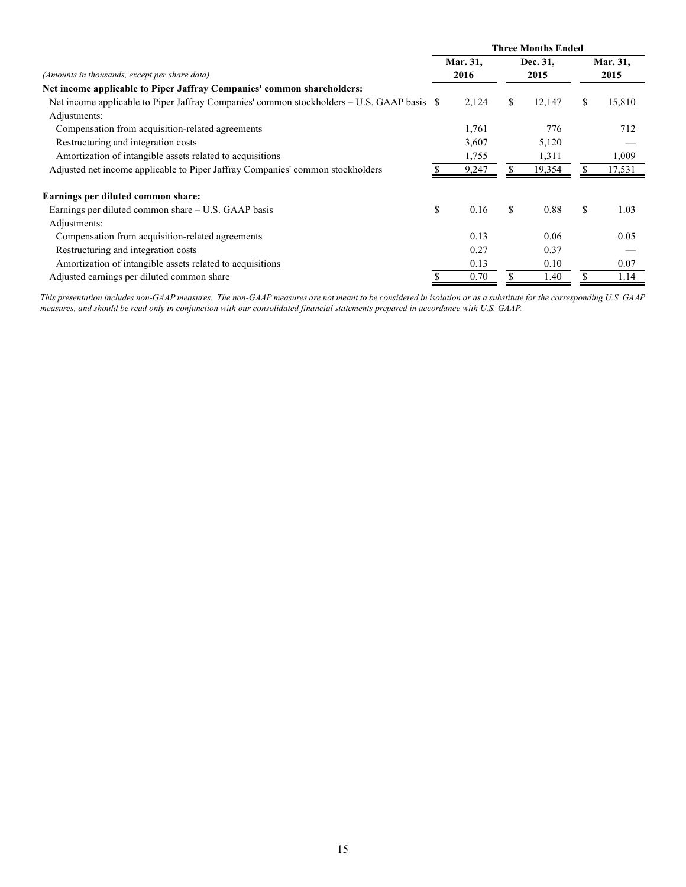| (Amounts in thousands, except per share data) | Three Months Ended | | |
|---|---|---|---|
| | Mar. 31, 2016 | Dec. 31, 2015 | Mar. 31, 2015 |
| **Net income applicable to Piper Jaffray Companies' common shareholders:** | | | |
| Net income applicable to Piper Jaffray Companies' common stockholders – U.S. GAAP basis | $ 2,124 | $ 12,147 | $ 15,810 |
| Adjustments: | | | |
| Compensation from acquisition-related agreements | 1,761 | 776 | 712 |
| Restructuring and integration costs | 3,607 | 5,120 | — |
| Amortization of intangible assets related to acquisitions | 1,755 | 1,311 | 1,009 |
| Adjusted net income applicable to Piper Jaffray Companies' common stockholders | $ 9,247 | $ 19,354 | $ 17,531 |
| | | | |
| **Earnings per diluted common share:** | | | |
| Earnings per diluted common share – U.S. GAAP basis | $ 0.16 | $ 0.88 | $ 1.03 |
| Adjustments: | | | |
| Compensation from acquisition-related agreements | 0.13 | 0.06 | 0.05 |
| Restructuring and integration costs | 0.27 | 0.37 | — |
| Amortization of intangible assets related to acquisitions | 0.13 | 0.10 | 0.07 |
| Adjusted earnings per diluted common share | $ 0.70 | $ 1.40 | $ 1.14 |

*This presentation includes non-GAAP measures. The non-GAAP measures are not meant to be considered in isolation or as a substitute for the corresponding U.S. GAAP measures, and should be read only in conjunction with our consolidated financial statements prepared in accordance with U.S. GAAP.*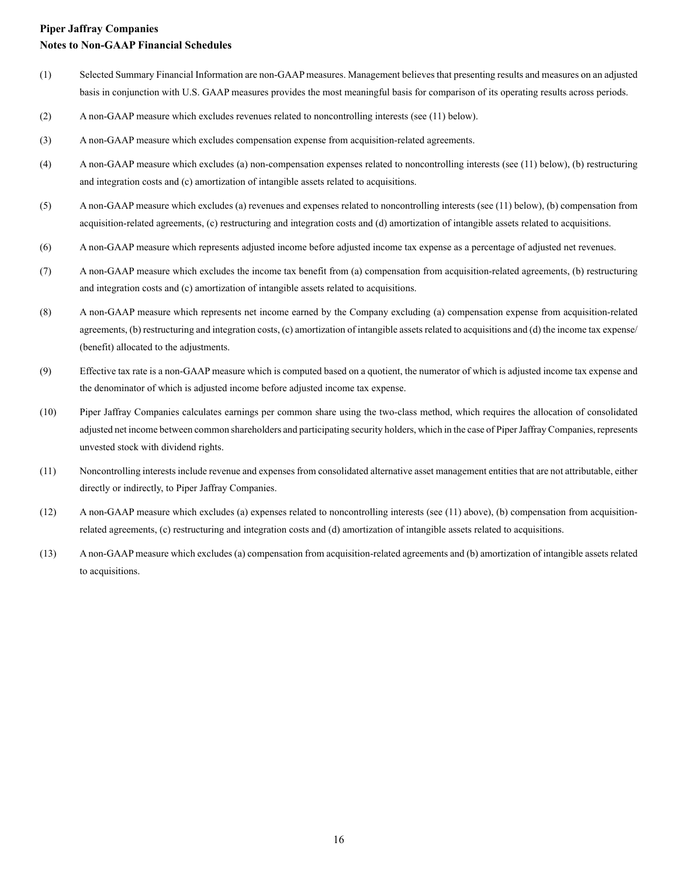**Piper Jaffray Companies**
**Notes to Non-GAAP Financial Schedules**

(1) Selected Summary Financial Information are non-GAAP measures. Management believes that presenting results and measures on an adjusted basis in conjunction with U.S. GAAP measures provides the most meaningful basis for comparison of its operating results across periods.

(2) A non-GAAP measure which excludes revenues related to noncontrolling interests (see (11) below).

(3) A non-GAAP measure which excludes compensation expense from acquisition-related agreements.

(4) A non-GAAP measure which excludes (a) non-compensation expenses related to noncontrolling interests (see (11) below), (b) restructuring and integration costs and (c) amortization of intangible assets related to acquisitions.

(5) A non-GAAP measure which excludes (a) revenues and expenses related to noncontrolling interests (see (11) below), (b) compensation from acquisition-related agreements, (c) restructuring and integration costs and (d) amortization of intangible assets related to acquisitions.

(6) A non-GAAP measure which represents adjusted income before adjusted income tax expense as a percentage of adjusted net revenues.

(7) A non-GAAP measure which excludes the income tax benefit from (a) compensation from acquisition-related agreements, (b) restructuring and integration costs and (c) amortization of intangible assets related to acquisitions.

(8) A non-GAAP measure which represents net income earned by the Company excluding (a) compensation expense from acquisition-related agreements, (b) restructuring and integration costs, (c) amortization of intangible assets related to acquisitions and (d) the income tax expense/(benefit) allocated to the adjustments.

(9) Effective tax rate is a non-GAAP measure which is computed based on a quotient, the numerator of which is adjusted income tax expense and the denominator of which is adjusted income before adjusted income tax expense.

(10) Piper Jaffray Companies calculates earnings per common share using the two-class method, which requires the allocation of consolidated adjusted net income between common shareholders and participating security holders, which in the case of Piper Jaffray Companies, represents unvested stock with dividend rights.

(11) Noncontrolling interests include revenue and expenses from consolidated alternative asset management entities that are not attributable, either directly or indirectly, to Piper Jaffray Companies.

(12) A non-GAAP measure which excludes (a) expenses related to noncontrolling interests (see (11) above), (b) compensation from acquisition-related agreements, (c) restructuring and integration costs and (d) amortization of intangible assets related to acquisitions.

(13) A non-GAAP measure which excludes (a) compensation from acquisition-related agreements and (b) amortization of intangible assets related to acquisitions.